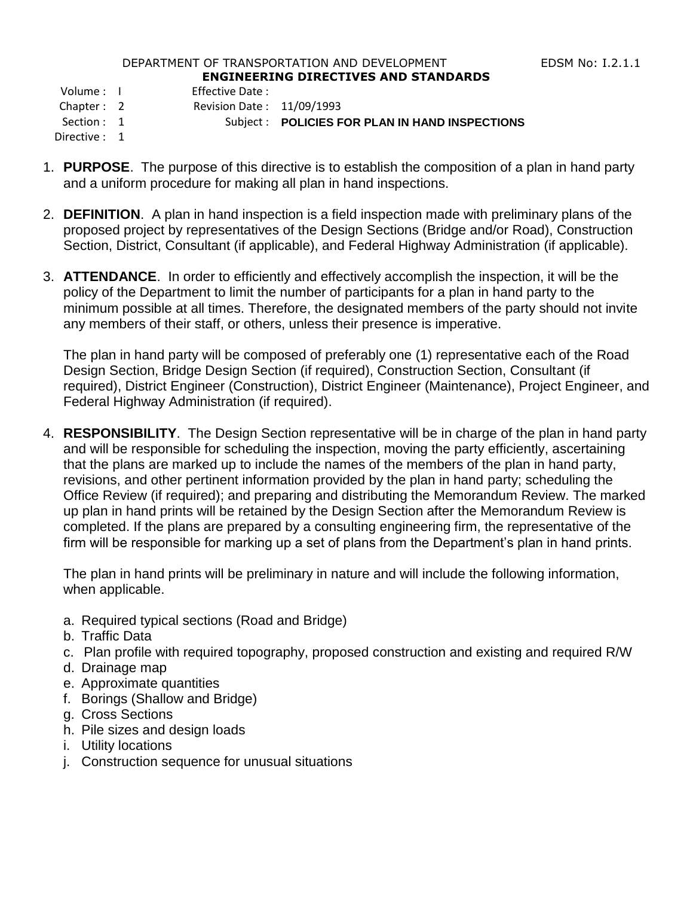DEPARTMENT OF TRANSPORTATION AND DEVELOPMENT EDSM No: I.2.1.1

**ENGINEERING DIRECTIVES AND STANDARDS**

Volume : I Effective Date :

Chapter : 2 Revision Date : 11/09/1993

Section : 1 Subject : **POLICIES FOR PLAN IN HAND INSPECTIONS**

Directive : 1

1. **PURPOSE**. The purpose of this directive is to establish the composition of a plan in hand party and a uniform procedure for making all plan in hand inspections.

2. **DEFINITION**. A plan in hand inspection is a field inspection made with preliminary plans of the proposed project by representatives of the Design Sections (Bridge and/or Road), Construction Section, District, Consultant (if applicable), and Federal Highway Administration (if applicable).

3. **ATTENDANCE**. In order to efficiently and effectively accomplish the inspection, it will be the policy of the Department to limit the number of participants for a plan in hand party to the minimum possible at all times. Therefore, the designated members of the party should not invite any members of their staff, or others, unless their presence is imperative.

   The plan in hand party will be composed of preferably one (1) representative each of the Road Design Section, Bridge Design Section (if required), Construction Section, Consultant (if required), District Engineer (Construction), District Engineer (Maintenance), Project Engineer, and Federal Highway Administration (if required).

4. **RESPONSIBILITY**. The Design Section representative will be in charge of the plan in hand party and will be responsible for scheduling the inspection, moving the party efficiently, ascertaining that the plans are marked up to include the names of the members of the plan in hand party, revisions, and other pertinent information provided by the plan in hand party; scheduling the Office Review (if required); and preparing and distributing the Memorandum Review. The marked up plan in hand prints will be retained by the Design Section after the Memorandum Review is completed. If the plans are prepared by a consulting engineering firm, the representative of the firm will be responsible for marking up a set of plans from the Department's plan in hand prints.

   The plan in hand prints will be preliminary in nature and will include the following information, when applicable.

   a. Required typical sections (Road and Bridge)
   b. Traffic Data
   c. Plan profile with required topography, proposed construction and existing and required R/W
   d. Drainage map
   e. Approximate quantities
   f. Borings (Shallow and Bridge)
   g. Cross Sections
   h. Pile sizes and design loads
   i. Utility locations
   j. Construction sequence for unusual situations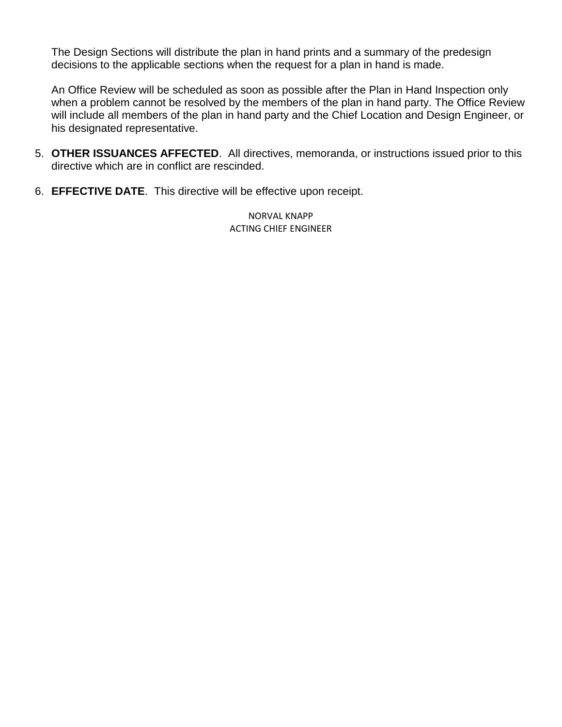The Design Sections will distribute the plan in hand prints and a summary of the predesign decisions to the applicable sections when the request for a plan in hand is made.

An Office Review will be scheduled as soon as possible after the Plan in Hand Inspection only when a problem cannot be resolved by the members of the plan in hand party. The Office Review will include all members of the plan in hand party and the Chief Location and Design Engineer, or his designated representative.

5. **OTHER ISSUANCES AFFECTED**. All directives, memoranda, or instructions issued prior to this directive which are in conflict are rescinded.

6. **EFFECTIVE DATE**. This directive will be effective upon receipt.

NORVAL KNAPP
ACTING CHIEF ENGINEER